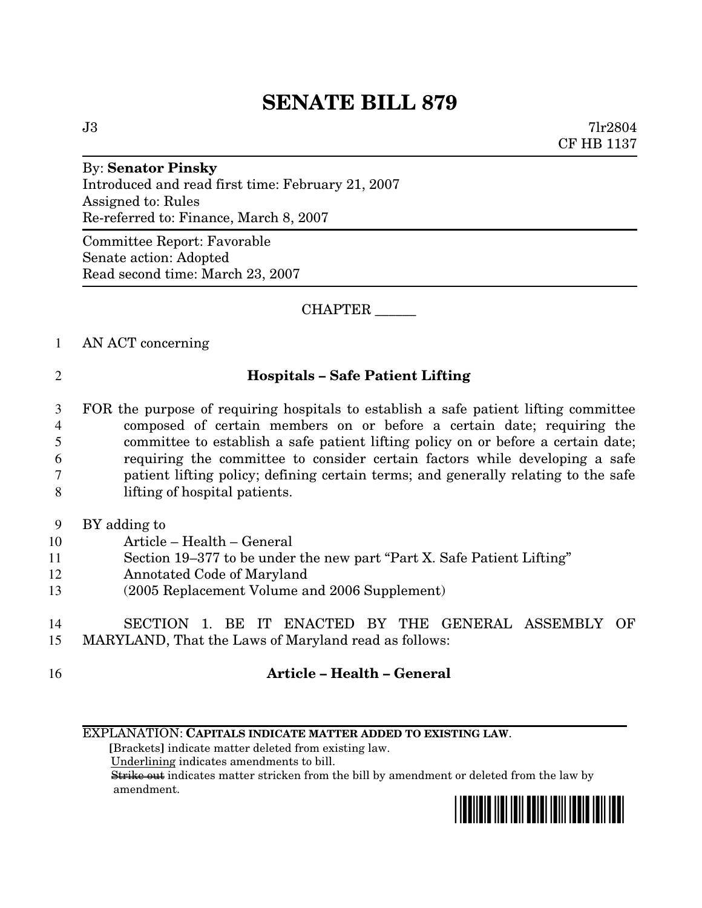# SENATE BILL 879

J3 7lr2804
CF HB 1137

By: **Senator Pinsky**
Introduced and read first time: February 21, 2007
Assigned to: Rules
Re-referred to: Finance, March 8, 2007

Committee Report: Favorable
Senate action: Adopted
Read second time: March 23, 2007

CHAPTER ______

AN ACT concerning

## Hospitals – Safe Patient Lifting

FOR the purpose of requiring hospitals to establish a safe patient lifting committee composed of certain members on or before a certain date; requiring the committee to establish a safe patient lifting policy on or before a certain date; requiring the committee to consider certain factors while developing a safe patient lifting policy; defining certain terms; and generally relating to the safe lifting of hospital patients.

BY adding to
Article – Health – General
Section 19–377 to be under the new part "Part X. Safe Patient Lifting"
Annotated Code of Maryland
(2005 Replacement Volume and 2006 Supplement)

SECTION 1. BE IT ENACTED BY THE GENERAL ASSEMBLY OF MARYLAND, That the Laws of Maryland read as follows:

## Article – Health – General

EXPLANATION: **CAPITALS INDICATE MATTER ADDED TO EXISTING LAW.**
**[**Brackets**]** indicate matter deleted from existing law.
Underlining indicates amendments to bill.
~~Strike out~~ indicates matter stricken from the bill by amendment or deleted from the law by amendment.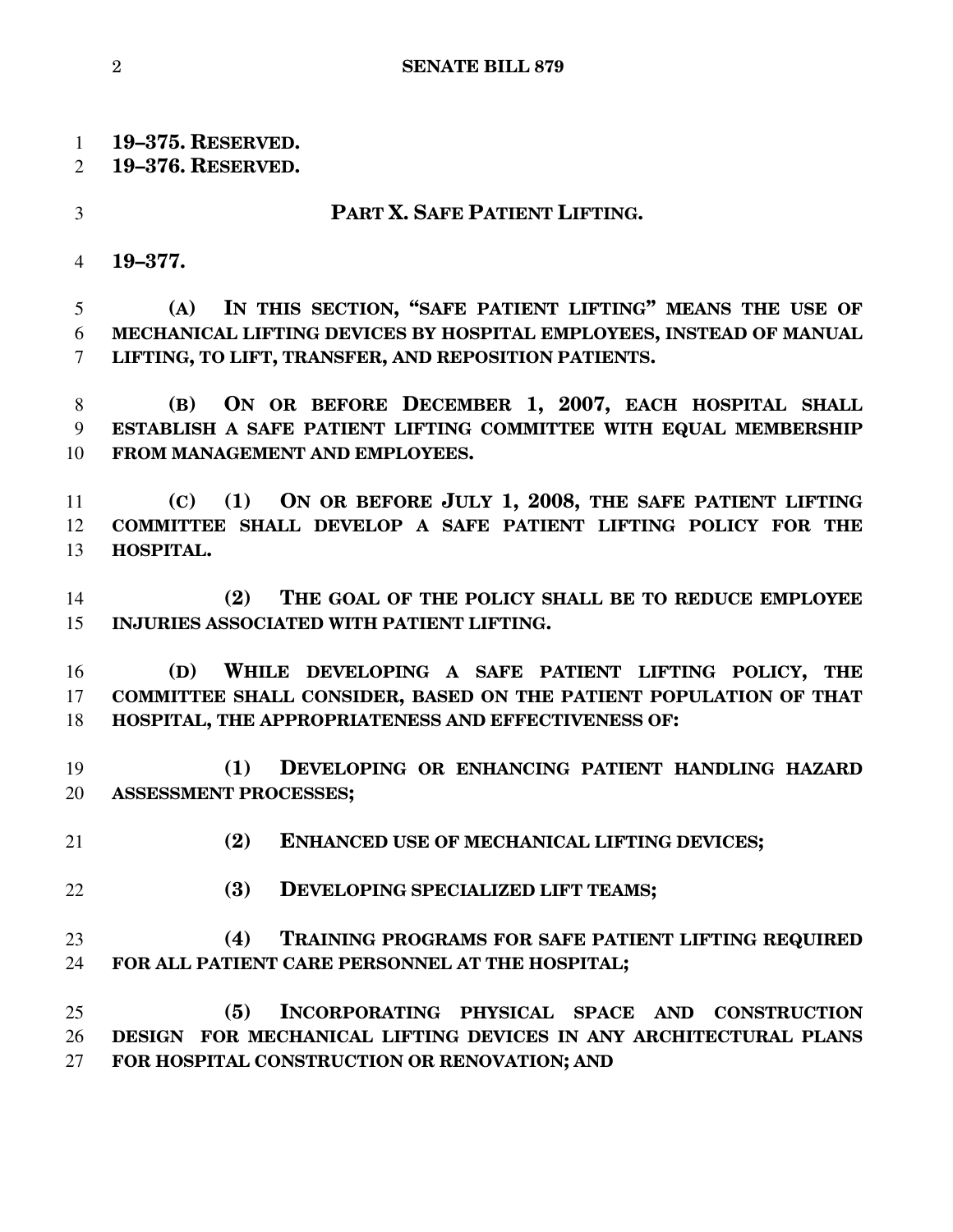**19–375. RESERVED.**
**19–376. RESERVED.**

## PART X. SAFE PATIENT LIFTING.

**19–377.**

**(A) IN THIS SECTION, "SAFE PATIENT LIFTING" MEANS THE USE OF MECHANICAL LIFTING DEVICES BY HOSPITAL EMPLOYEES, INSTEAD OF MANUAL LIFTING, TO LIFT, TRANSFER, AND REPOSITION PATIENTS.**

**(B) ON OR BEFORE DECEMBER 1, 2007, EACH HOSPITAL SHALL ESTABLISH A SAFE PATIENT LIFTING COMMITTEE WITH EQUAL MEMBERSHIP FROM MANAGEMENT AND EMPLOYEES.**

**(C) (1) ON OR BEFORE JULY 1, 2008, THE SAFE PATIENT LIFTING COMMITTEE SHALL DEVELOP A SAFE PATIENT LIFTING POLICY FOR THE HOSPITAL.**

**(2) THE GOAL OF THE POLICY SHALL BE TO REDUCE EMPLOYEE INJURIES ASSOCIATED WITH PATIENT LIFTING.**

**(D) WHILE DEVELOPING A SAFE PATIENT LIFTING POLICY, THE COMMITTEE SHALL CONSIDER, BASED ON THE PATIENT POPULATION OF THAT HOSPITAL, THE APPROPRIATENESS AND EFFECTIVENESS OF:**

**(1) DEVELOPING OR ENHANCING PATIENT HANDLING HAZARD ASSESSMENT PROCESSES;**

**(2) ENHANCED USE OF MECHANICAL LIFTING DEVICES;**

**(3) DEVELOPING SPECIALIZED LIFT TEAMS;**

**(4) TRAINING PROGRAMS FOR SAFE PATIENT LIFTING REQUIRED FOR ALL PATIENT CARE PERSONNEL AT THE HOSPITAL;**

**(5) INCORPORATING PHYSICAL SPACE AND CONSTRUCTION DESIGN FOR MECHANICAL LIFTING DEVICES IN ANY ARCHITECTURAL PLANS FOR HOSPITAL CONSTRUCTION OR RENOVATION; AND**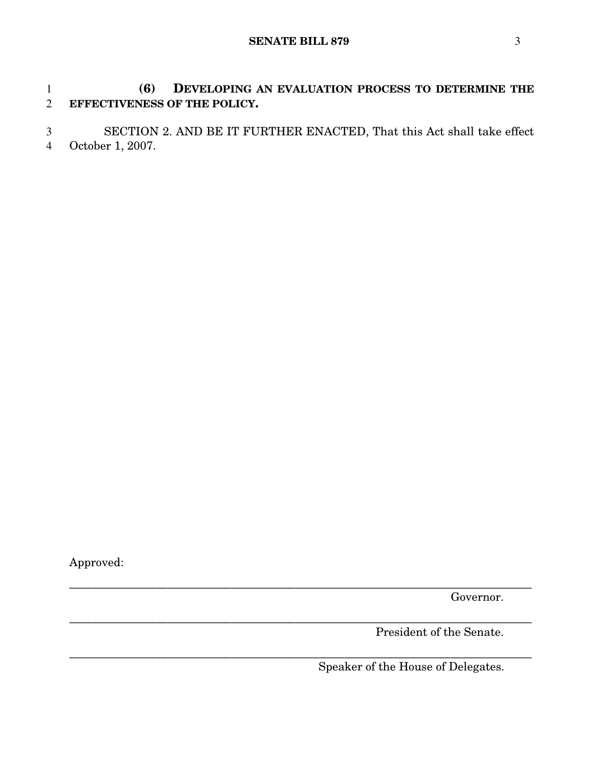**(6) DEVELOPING AN EVALUATION PROCESS TO DETERMINE THE EFFECTIVENESS OF THE POLICY.**

SECTION 2. AND BE IT FURTHER ENACTED, That this Act shall take effect October 1, 2007.

Approved:

\_\_\_\_\_\_\_\_\_\_\_\_\_\_\_\_\_\_\_\_\_\_\_\_\_\_\_\_\_\_\_\_\_\_\_\_\_\_\_\_\_\_\_\_\_\_\_\_\_\_\_\_\_\_\_\_\_\_\_\_\_\_\_\_\_\_\_\_\_\_\_\_\_\_\_\_\_\_

Governor.

\_\_\_\_\_\_\_\_\_\_\_\_\_\_\_\_\_\_\_\_\_\_\_\_\_\_\_\_\_\_\_\_\_\_\_\_\_\_\_\_\_\_\_\_\_\_\_\_\_\_\_\_\_\_\_\_\_\_\_\_\_\_\_\_\_\_\_\_\_\_\_\_\_\_\_\_\_\_

President of the Senate.

\_\_\_\_\_\_\_\_\_\_\_\_\_\_\_\_\_\_\_\_\_\_\_\_\_\_\_\_\_\_\_\_\_\_\_\_\_\_\_\_\_\_\_\_\_\_\_\_\_\_\_\_\_\_\_\_\_\_\_\_\_\_\_\_\_\_\_\_\_\_\_\_\_\_\_\_\_\_

Speaker of the House of Delegates.